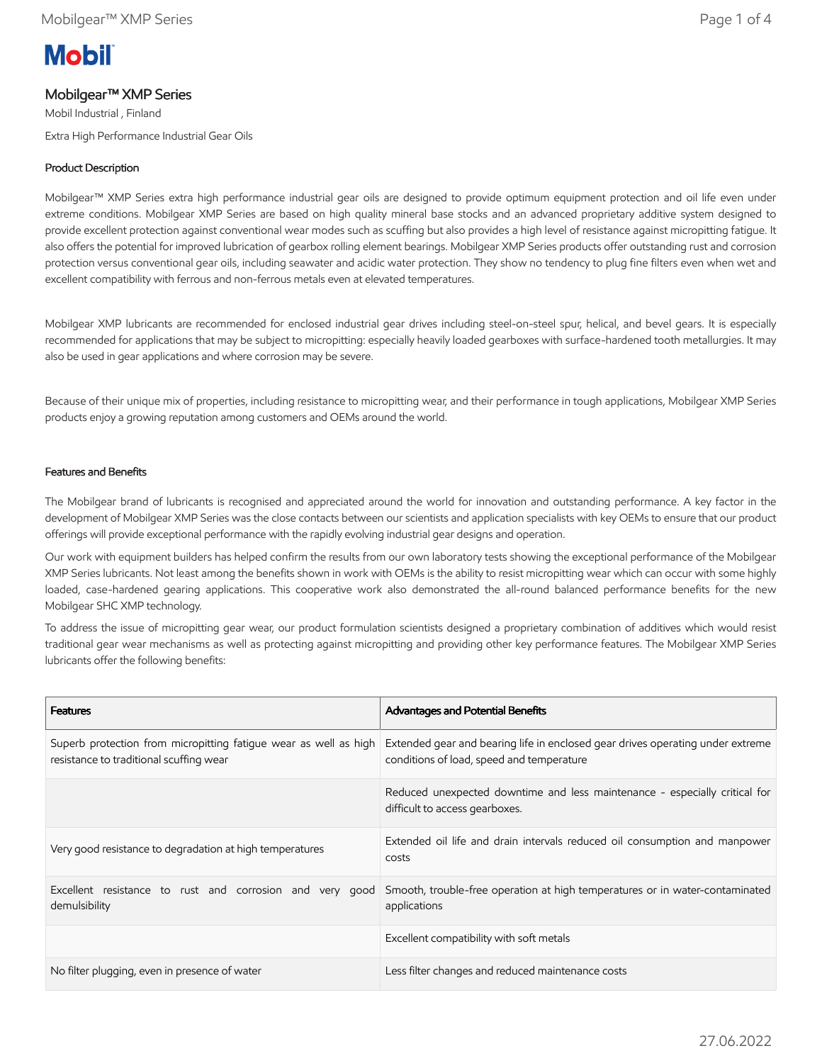**Mobil**

# Mobilgear™ XMP Series

Mobil Industrial , Finland

Extra High Performance Industrial Gear Oils

## Product Description

Mobilgear™ XMP Series extra high performance industrial gear oils are designed to provide optimum equipment protection and oil life even under extreme conditions. Mobilgear XMP Series are based on high quality mineral base stocks and an advanced proprietary additive system designed to provide excellent protection against conventional wear modes such as scuffing but also provides a high level of resistance against micropitting fatigue. It also offers the potential for improved lubrication of gearbox rolling element bearings. Mobilgear XMP Series products offer outstanding rust and corrosion protection versus conventional gear oils, including seawater and acidic water protection. They show no tendency to plug fine filters even when wet and excellent compatibility with ferrous and non-ferrous metals even at elevated temperatures.

Mobilgear XMP lubricants are recommended for enclosed industrial gear drives including steel-on-steel spur, helical, and bevel gears. It is especially recommended for applications that may be subject to micropitting: especially heavily loaded gearboxes with surface-hardened tooth metallurgies. It may also be used in gear applications and where corrosion may be severe.

Because of their unique mix of properties, including resistance to micropitting wear, and their performance in tough applications, Mobilgear XMP Series products enjoy a growing reputation among customers and OEMs around the world.

## Features and Benefits

The Mobilgear brand of lubricants is recognised and appreciated around the world for innovation and outstanding performance. A key factor in the development of Mobilgear XMP Series was the close contacts between our scientists and application specialists with key OEMs to ensure that our product offerings will provide exceptional performance with the rapidly evolving industrial gear designs and operation.

Our work with equipment builders has helped confirm the results from our own laboratory tests showing the exceptional performance of the Mobilgear XMP Series lubricants. Not least among the benefits shown in work with OEMs is the ability to resist micropitting wear which can occur with some highly loaded, case-hardened gearing applications. This cooperative work also demonstrated the all-round balanced performance benefits for the new Mobilgear SHC XMP technology.

To address the issue of micropitting gear wear, our product formulation scientists designed a proprietary combination of additives which would resist traditional gear wear mechanisms as well as protecting against micropitting and providing other key performance features. The Mobilgear XMP Series lubricants offer the following benefits:

| Features | Advantages and Potential Benefits |
|---|---|
| Superb protection from micropitting fatigue wear as well as high resistance to traditional scuffing wear | Extended gear and bearing life in enclosed gear drives operating under extreme conditions of load, speed and temperature |
| | Reduced unexpected downtime and less maintenance - especially critical for difficult to access gearboxes. |
| Very good resistance to degradation at high temperatures | Extended oil life and drain intervals reduced oil consumption and manpower costs |
| Excellent resistance to rust and corrosion and very good demulsibility | Smooth, trouble-free operation at high temperatures or in water-contaminated applications |
| | Excellent compatibility with soft metals |
| No filter plugging, even in presence of water | Less filter changes and reduced maintenance costs |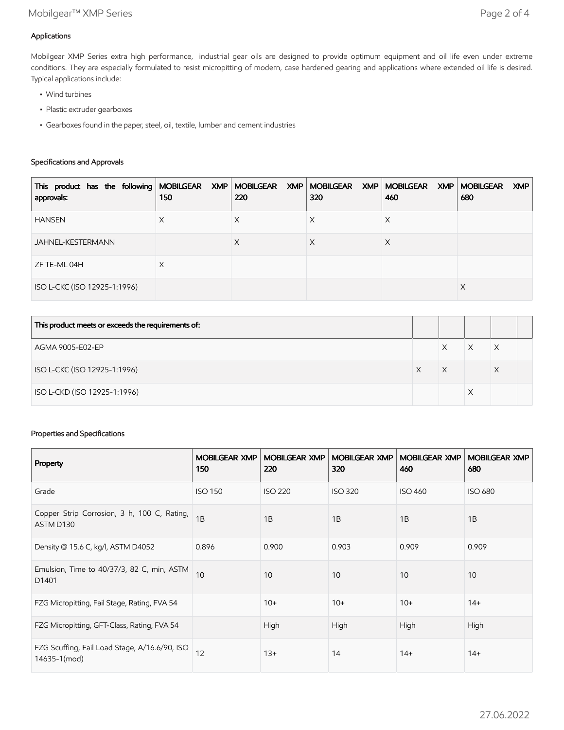### Applications

Mobilgear XMP Series extra high performance, industrial gear oils are designed to provide optimum equipment and oil life even under extreme conditions. They are especially formulated to resist micropitting of modern, case hardened gearing and applications where extended oil life is desired. Typical applications include:

- Wind turbines
- Plastic extruder gearboxes
- Gearboxes found in the paper, steel, oil, textile, lumber and cement industries

### Specifications and Approvals

| This product has the following approvals: | MOBILGEAR XMP 150 | MOBILGEAR XMP 220 | MOBILGEAR XMP 320 | MOBILGEAR XMP 460 | MOBILGEAR XMP 680 |
|---|---|---|---|---|---|
| HANSEN | X | X | X | X | |
| JAHNEL-KESTERMANN | | X | X | X | |
| ZF TE-ML 04H | X | | | | |
| ISO L-CKC (ISO 12925-1:1996) | | | | | X |

| This product meets or exceeds the requirements of: | | | | | |
|---|---|---|---|---|---|
| AGMA 9005-E02-EP | | X | X | X | |
| ISO L-CKC (ISO 12925-1:1996) | X | X | | X | |
| ISO L-CKD (ISO 12925-1:1996) | | | X | | |

### Properties and Specifications

| Property | MOBILGEAR XMP 150 | MOBILGEAR XMP 220 | MOBILGEAR XMP 320 | MOBILGEAR XMP 460 | MOBILGEAR XMP 680 |
|---|---|---|---|---|---|
| Grade | ISO 150 | ISO 220 | ISO 320 | ISO 460 | ISO 680 |
| Copper Strip Corrosion, 3 h, 100 C, Rating, ASTM D130 | 1B | 1B | 1B | 1B | 1B |
| Density @ 15.6 C, kg/l, ASTM D4052 | 0.896 | 0.900 | 0.903 | 0.909 | 0.909 |
| Emulsion, Time to 40/37/3, 82 C, min, ASTM D1401 | 10 | 10 | 10 | 10 | 10 |
| FZG Micropitting, Fail Stage, Rating, FVA 54 | | 10+ | 10+ | 10+ | 14+ |
| FZG Micropitting, GFT-Class, Rating, FVA 54 | | High | High | High | High |
| FZG Scuffing, Fail Load Stage, A/16.6/90, ISO 14635-1(mod) | 12 | 13+ | 14 | 14+ | 14+ |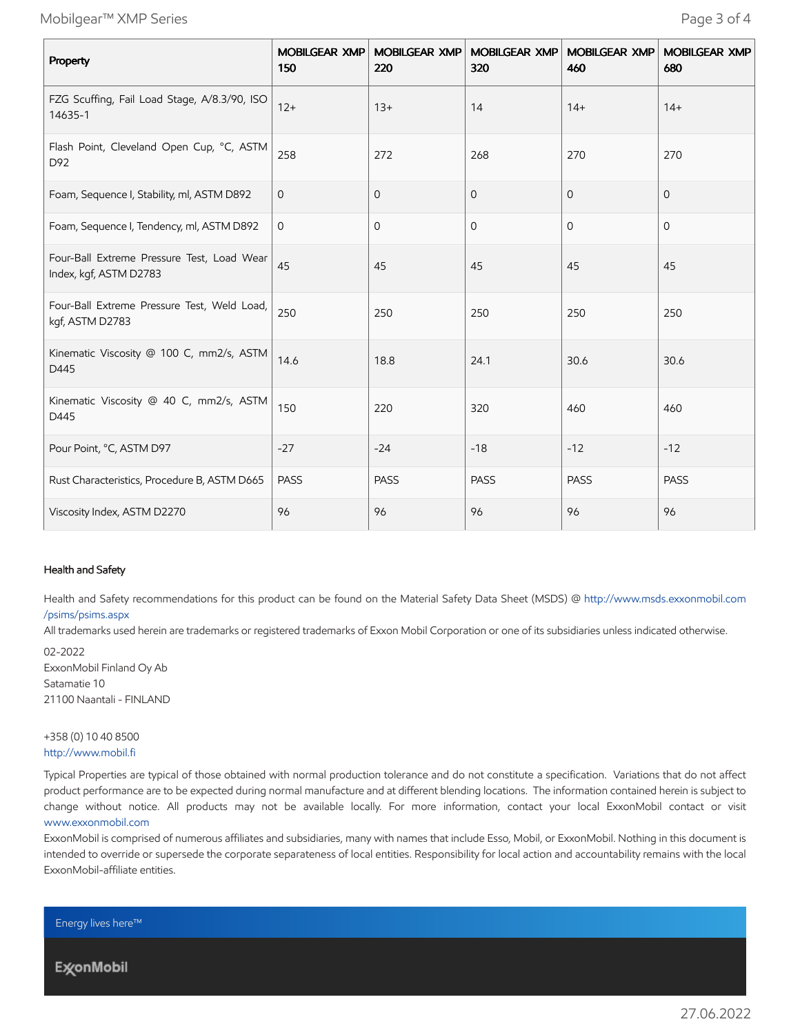| Property | MOBILGEAR XMP 150 | MOBILGEAR XMP 220 | MOBILGEAR XMP 320 | MOBILGEAR XMP 460 | MOBILGEAR XMP 680 |
|---|---|---|---|---|---|
| FZG Scuffing, Fail Load Stage, A/8.3/90, ISO 14635-1 | 12+ | 13+ | 14 | 14+ | 14+ |
| Flash Point, Cleveland Open Cup, °C, ASTM D92 | 258 | 272 | 268 | 270 | 270 |
| Foam, Sequence I, Stability, ml, ASTM D892 | 0 | 0 | 0 | 0 | 0 |
| Foam, Sequence I, Tendency, ml, ASTM D892 | 0 | 0 | 0 | 0 | 0 |
| Four-Ball Extreme Pressure Test, Load Wear Index, kgf, ASTM D2783 | 45 | 45 | 45 | 45 | 45 |
| Four-Ball Extreme Pressure Test, Weld Load, kgf, ASTM D2783 | 250 | 250 | 250 | 250 | 250 |
| Kinematic Viscosity @ 100 C, mm2/s, ASTM D445 | 14.6 | 18.8 | 24.1 | 30.6 | 30.6 |
| Kinematic Viscosity @ 40 C, mm2/s, ASTM D445 | 150 | 220 | 320 | 460 | 460 |
| Pour Point, °C, ASTM D97 | -27 | -24 | -18 | -12 | -12 |
| Rust Characteristics, Procedure B, ASTM D665 | PASS | PASS | PASS | PASS | PASS |
| Viscosity Index, ASTM D2270 | 96 | 96 | 96 | 96 | 96 |

### Health and Safety

Health and Safety recommendations for this product can be found on the Material Safety Data Sheet (MSDS) @ http://www.msds.exxonmobil.com/psims/psims.aspx

All trademarks used herein are trademarks or registered trademarks of Exxon Mobil Corporation or one of its subsidiaries unless indicated otherwise.

02-2022
ExxonMobil Finland Oy Ab
Satamatie 10
21100 Naantali - FINLAND

+358 (0) 10 40 8500
http://www.mobil.fi

Typical Properties are typical of those obtained with normal production tolerance and do not constitute a specification. Variations that do not affect product performance are to be expected during normal manufacture and at different blending locations. The information contained herein is subject to change without notice. All products may not be available locally. For more information, contact your local ExxonMobil contact or visit www.exxonmobil.com

ExxonMobil is comprised of numerous affiliates and subsidiaries, many with names that include Esso, Mobil, or ExxonMobil. Nothing in this document is intended to override or supersede the corporate separateness of local entities. Responsibility for local action and accountability remains with the local ExxonMobil-affiliate entities.

Energy lives here™

ExxonMobil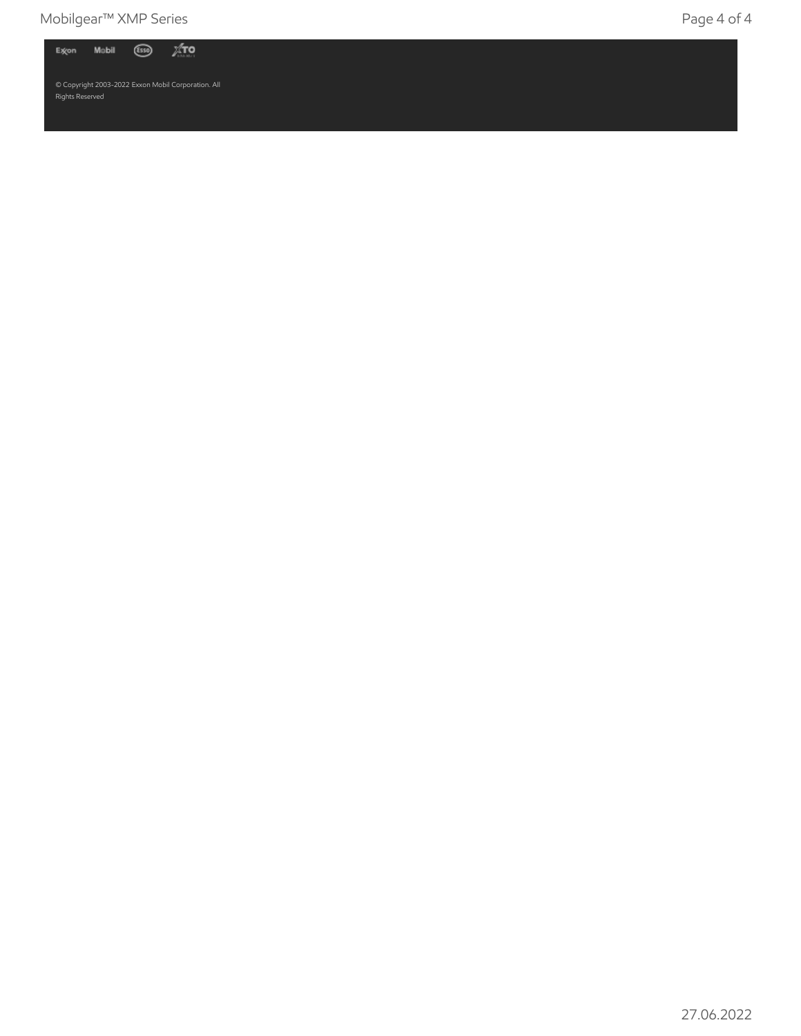Exxon Mobil Esso XTO

© Copyright 2003-2022 Exxon Mobil Corporation. All Rights Reserved